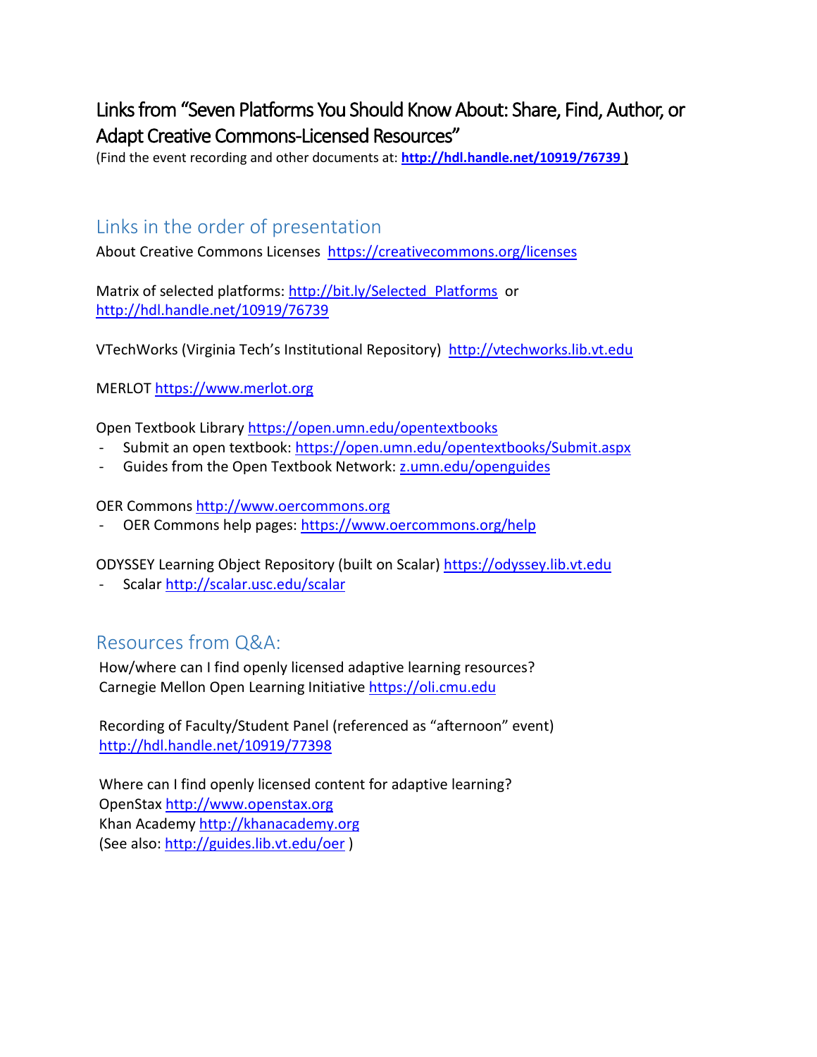# Links from "Seven Platforms You Should Know About: Share, Find, Author, or Adapt Creative Commons-Licensed Resources"

(Find the event recording and other documents at: **http://hdl.handle.net/10919/76739 )**

## Links in the order of presentation

About Creative Commons Licenses https://creativecommons.org/licenses

Matrix of selected platforms: http://bit.ly/Selected_Platforms or http://hdl.handle.net/10919/76739

VTechWorks (Virginia Tech's Institutional Repository) http://vtechworks.lib.vt.edu

MERLOT https://www.merlot.org

Open Textbook Library https://open.umn.edu/opentextbooks

- Submit an open textbook: https://open.umn.edu/opentextbooks/Submit.aspx
- Guides from the Open Textbook Network: z.umn.edu/openguides

OER Commons http://www.oercommons.org

- OER Commons help pages: https://www.oercommons.org/help

ODYSSEY Learning Object Repository (built on Scalar) https://odyssey.lib.vt.edu

- Scalar http://scalar.usc.edu/scalar

## Resources from Q&A:

How/where can I find openly licensed adaptive learning resources?
Carnegie Mellon Open Learning Initiative https://oli.cmu.edu

Recording of Faculty/Student Panel (referenced as "afternoon" event)
http://hdl.handle.net/10919/77398

Where can I find openly licensed content for adaptive learning?
OpenStax http://www.openstax.org
Khan Academy http://khanacademy.org
(See also: http://guides.lib.vt.edu/oer )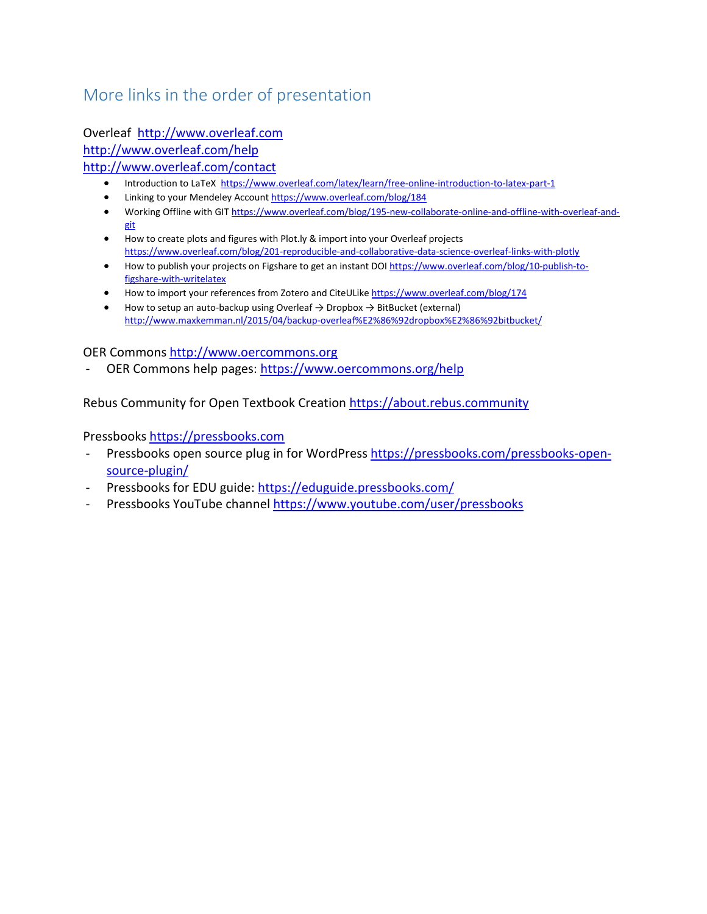## More links in the order of presentation

Overleaf http://www.overleaf.com
http://www.overleaf.com/help
http://www.overleaf.com/contact

- Introduction to LaTeX https://www.overleaf.com/latex/learn/free-online-introduction-to-latex-part-1
- Linking to your Mendeley Account https://www.overleaf.com/blog/184
- Working Offline with GIT https://www.overleaf.com/blog/195-new-collaborate-online-and-offline-with-overleaf-and-git
- How to create plots and figures with Plot.ly & import into your Overleaf projects https://www.overleaf.com/blog/201-reproducible-and-collaborative-data-science-overleaf-links-with-plotly
- How to publish your projects on Figshare to get an instant DOI https://www.overleaf.com/blog/10-publish-to-figshare-with-writelatex
- How to import your references from Zotero and CiteULike https://www.overleaf.com/blog/174
- How to setup an auto-backup using Overleaf → Dropbox → BitBucket (external) http://www.maxkemman.nl/2015/04/backup-overleaf%E2%86%92dropbox%E2%86%92bitbucket/

OER Commons http://www.oercommons.org

- OER Commons help pages: https://www.oercommons.org/help

Rebus Community for Open Textbook Creation https://about.rebus.community

Pressbooks https://pressbooks.com

- Pressbooks open source plug in for WordPress https://pressbooks.com/pressbooks-open-source-plugin/
- Pressbooks for EDU guide: https://eduguide.pressbooks.com/
- Pressbooks YouTube channel https://www.youtube.com/user/pressbooks